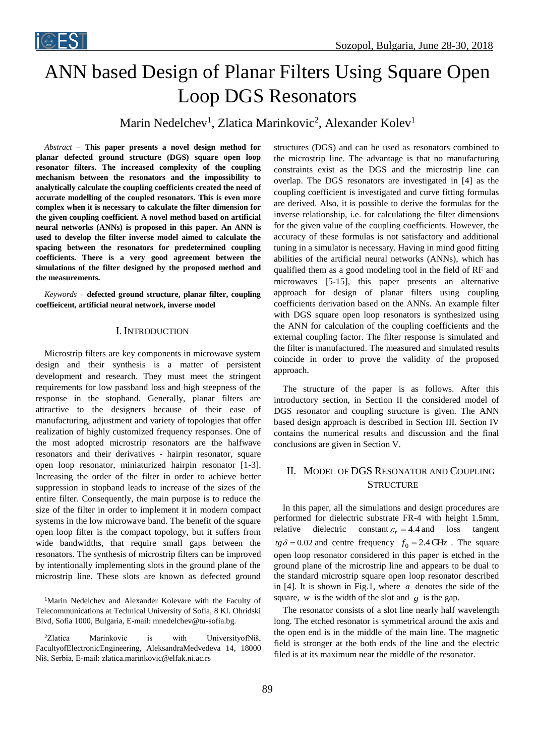# ANN based Design of Planar Filters Using Square Open Loop DGS Resonators

Marin Nedelchev[1], Zlatica Marinkovic[2], Alexander Kolev[1]

*Abstract* – **This paper presents a novel design method for planar defected ground structure (DGS) square open loop resonator filters. The increased complexity of the coupling mechanism between the resonators and the impossibility to analytically calculate the coupling coefficients created the need of accurate modelling of the coupled resonators. This is even more complex when it is necessary to calculate the filter dimension for the given coupling coefficient. A novel method based on artificial neural networks (ANNs) is proposed in this paper. An ANN is used to develop the filter inverse model aimed to calculate the spacing between the resonators for predetermined coupling coefficients. There is a very good agreement between the simulations of the filter designed by the proposed method and the measurements.**

*Keywords* – **defected ground structure, planar filter, coupling coeffieicent, artificial neural network, inverse model**

## I. Introduction

Microstrip filters are key components in microwave system design and their synthesis is a matter of persistent development and research. They must meet the stringent requirements for low passband loss and high steepness of the response in the stopband. Generally, planar filters are attractive to the designers because of their ease of manufacturing, adjustment and variety of topologies that offer realization of highly customized frequency responses. One of the most adopted microstrip resonators are the halfwave resonators and their derivatives - hairpin resonator, square open loop resonator, miniaturized hairpin resonator [1-3]. Increasing the order of the filter in order to achieve better suppression in stopband leads to increase of the sizes of the entire filter. Consequently, the main purpose is to reduce the size of the filter in order to implement it in modern compact systems in the low microwave band. The benefit of the square open loop filter is the compact topology, but it suffers from wide bandwidths, that require small gaps between the resonators. The synthesis of microstrip filters can be improved by intentionally implementing slots in the ground plane of the microstrip line. These slots are known as defected ground structures (DGS) and can be used as resonators combined to the microstrip line. The advantage is that no manufacturing constraints exist as the DGS and the microstrip line can overlap. The DGS resonators are investigated in [4] as the coupling coefficient is investigated and curve fitting formulas are derived. Also, it is possible to derive the formulas for the inverse relationship, i.e. for calculationg the filter dimensions for the given value of the coupling coefficients. However, the accuracy of these formulas is not satisfactory and additional tuning in a simulator is necessary. Having in mind good fitting abilities of the artificial neural networks (ANNs), which has qualified them as a good modeling tool in the field of RF and microwaves [5-15], this paper presents an alternative approach for design of planar filters using coupling coefficients derivation based on the ANNs. An example filter with DGS square open loop resonators is synthesized using the ANN for calculation of the coupling coefficients and the external coupling factor. The filter response is simulated and the filter is manufactured. The measured and simulated results coincide in order to prove the validity of the proposed approach.

The structure of the paper is as follows. After this introductory section, in Section II the considered model of DGS resonator and coupling structure is given. The ANN based design approach is described in Section III. Section IV contains the numerical results and discussion and the final conclusions are given in Section V.

## II. Model of DGS Resonator and Coupling Structure

In this paper, all the simulations and design procedures are performed for dielectric substrate FR-4 with height 1.5mm, relative dielectric constant $\varepsilon_r = 4.4$ and loss tangent $tg\delta = 0.02$ and centre frequency $f_0 = 2.4\,\text{GHz}$. The square open loop resonator considered in this paper is etched in the ground plane of the microstrip line and appears to be dual to the standard microstrip square open loop resonator described in [4]. It is shown in Fig.1, where $a$ denotes the side of the square, $w$ is the width of the slot and $g$ is the gap.

The resonator consists of a slot line nearly half wavelength long. The etched resonator is symmetrical around the axis and the open end is in the middle of the main line. The magnetic field is stronger at the both ends of the line and the electric filed is at its maximum near the middle of the resonator.

[1]Marin Nedelchev and Alexander Kolevare with the Faculty of Telecommunications at Technical University of Sofia, 8 Kl. Ohridski Blvd, Sofia 1000, Bulgaria, E-mail: mnedelchev@tu-sofia.bg.

[2]Zlatica Marinkovic is with UniversityofNiš, FacultyofElectronicEngineering, AleksandraMedvedeva 14, 18000 Niš, Serbia, E-mail: zlatica.marinkovic@elfak.ni.ac.rs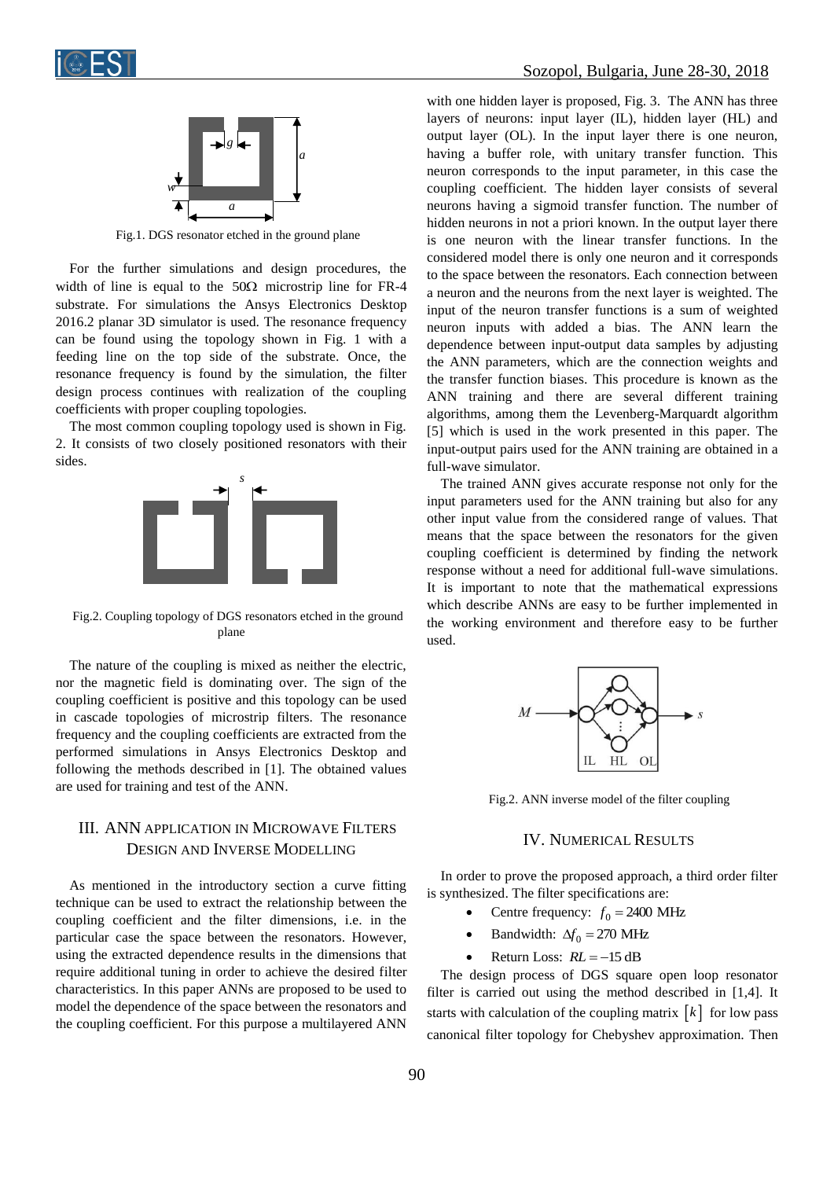Fig.1. DGS resonator etched in the ground plane

For the further simulations and design procedures, the width of line is equal to the 50Ω microstrip line for FR-4 substrate. For simulations the Ansys Electronics Desktop 2016.2 planar 3D simulator is used. The resonance frequency can be found using the topology shown in Fig. 1 with a feeding line on the top side of the substrate. Once, the resonance frequency is found by the simulation, the filter design process continues with realization of the coupling coefficients with proper coupling topologies.

The most common coupling topology used is shown in Fig. 2. It consists of two closely positioned resonators with their sides.

Fig.2. Coupling topology of DGS resonators etched in the ground plane

The nature of the coupling is mixed as neither the electric, nor the magnetic field is dominating over. The sign of the coupling coefficient is positive and this topology can be used in cascade topologies of microstrip filters. The resonance frequency and the coupling coefficients are extracted from the performed simulations in Ansys Electronics Desktop and following the methods described in [1]. The obtained values are used for training and test of the ANN.

## III. ANN Application in Microwave Filters Design and Inverse Modelling

As mentioned in the introductory section a curve fitting technique can be used to extract the relationship between the coupling coefficient and the filter dimensions, i.e. in the particular case the space between the resonators. However, using the extracted dependence results in the dimensions that require additional tuning in order to achieve the desired filter characteristics. In this paper ANNs are proposed to be used to model the dependence of the space between the resonators and the coupling coefficient. For this purpose a multilayered ANN with one hidden layer is proposed, Fig. 3. The ANN has three layers of neurons: input layer (IL), hidden layer (HL) and output layer (OL). In the input layer there is one neuron, having a buffer role, with unitary transfer function. This neuron corresponds to the input parameter, in this case the coupling coefficient. The hidden layer consists of several neurons having a sigmoid transfer function. The number of hidden neurons in not a priori known. In the output layer there is one neuron with the linear transfer functions. In the considered model there is only one neuron and it corresponds to the space between the resonators. Each connection between a neuron and the neurons from the next layer is weighted. The input of the neuron transfer functions is a sum of weighted neuron inputs with added a bias. The ANN learn the dependence between input-output data samples by adjusting the ANN parameters, which are the connection weights and the transfer function biases. This procedure is known as the ANN training and there are several different training algorithms, among them the Levenberg-Marquardt algorithm [5] which is used in the work presented in this paper. The input-output pairs used for the ANN training are obtained in a full-wave simulator.

The trained ANN gives accurate response not only for the input parameters used for the ANN training but also for any other input value from the considered range of values. That means that the space between the resonators for the given coupling coefficient is determined by finding the network response without a need for additional full-wave simulations. It is important to note that the mathematical expressions which describe ANNs are easy to be further implemented in the working environment and therefore easy to be further used.

Fig.2. ANN inverse model of the filter coupling

## IV. Numerical Results

In order to prove the proposed approach, a third order filter is synthesized. The filter specifications are:

- Centre frequency: $f_0 = 2400$ MHz
- Bandwidth: $\Delta f_0 = 270$ MHz
- Return Loss: $RL = -15$ dB

The design process of DGS square open loop resonator filter is carried out using the method described in [1,4]. It starts with calculation of the coupling matrix $[k]$ for low pass canonical filter topology for Chebyshev approximation. Then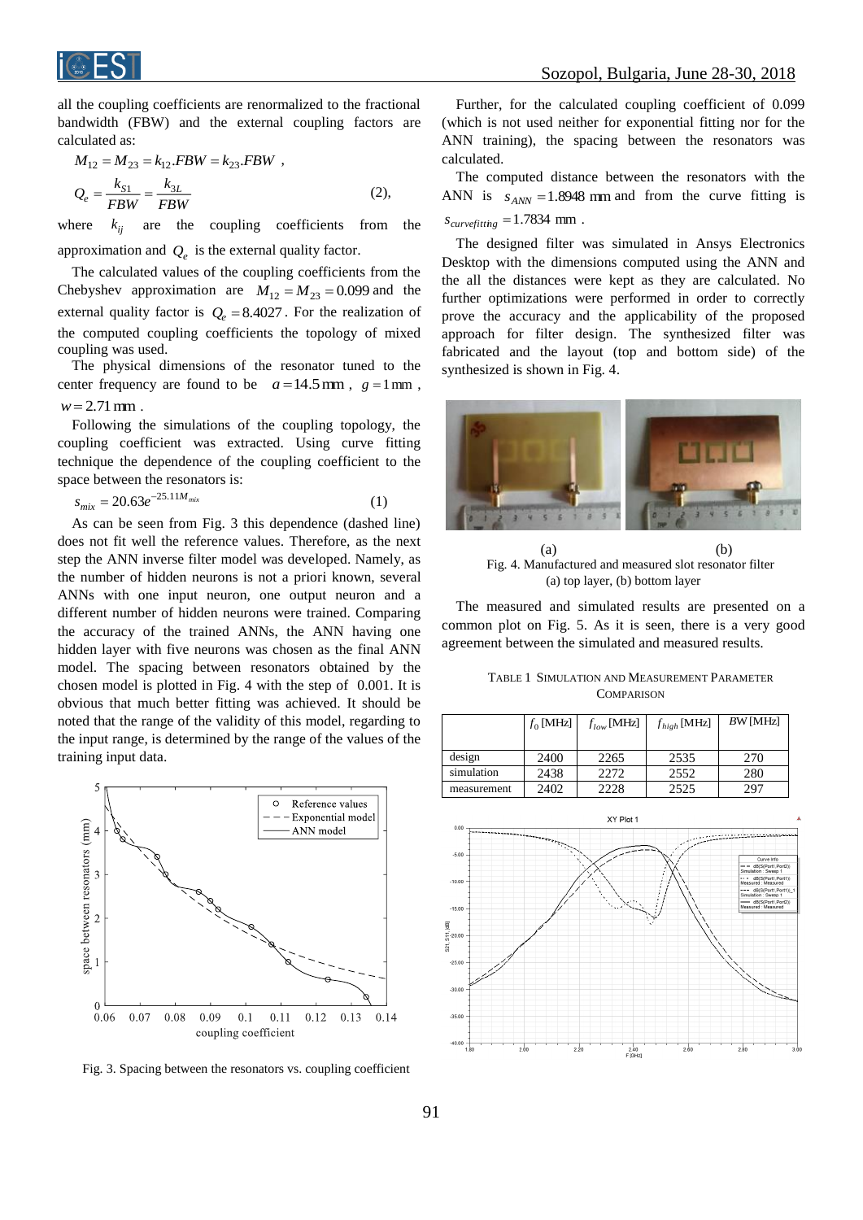all the coupling coefficients are renormalized to the fractional bandwidth (FBW) and the external coupling factors are calculated as:

$$M_{12} = M_{23} = k_{12}.FBW = k_{23}.FBW \ ,$$
$$Q_e = \frac{k_{S1}}{FBW} = \frac{k_{3L}}{FBW} \qquad (2),$$

where $k_{ij}$ are the coupling coefficients from the approximation and $Q_e$ is the external quality factor.

The calculated values of the coupling coefficients from the Chebyshev approximation are $M_{12} = M_{23} = 0.099$ and the external quality factor is $Q_e = 8.4027$. For the realization of the computed coupling coefficients the topology of mixed coupling was used.

The physical dimensions of the resonator tuned to the center frequency are found to be $a = 14.5\,\text{mm}$, $g = 1\,\text{mm}$, $w = 2.71\,\text{mm}$.

Following the simulations of the coupling topology, the coupling coefficient was extracted. Using curve fitting technique the dependence of the coupling coefficient to the space between the resonators is:

$$s_{mix} = 20.63 e^{-25.11 M_{mix}} \qquad (1)$$

As can be seen from Fig. 3 this dependence (dashed line) does not fit well the reference values. Therefore, as the next step the ANN inverse filter model was developed. Namely, as the number of hidden neurons is not a priori known, several ANNs with one input neuron, one output neuron and a different number of hidden neurons were trained. Comparing the accuracy of the trained ANNs, the ANN having one hidden layer with five neurons was chosen as the final ANN model. The spacing between resonators obtained by the chosen model is plotted in Fig. 4 with the step of 0.001. It is obvious that much better fitting was achieved. It should be noted that the range of the validity of this model, regarding to the input range, is determined by the range of the values of the training input data.

Fig. 3. Spacing between the resonators vs. coupling coefficient

Further, for the calculated coupling coefficient of 0.099 (which is not used neither for exponential fitting nor for the ANN training), the spacing between the resonators was calculated.

The computed distance between the resonators with the ANN is $s_{ANN} = 1.8948\,\text{mm}$ and from the curve fitting is $s_{curvefitting} = 1.7834\,\text{mm}$.

The designed filter was simulated in Ansys Electronics Desktop with the dimensions computed using the ANN and the all the distances were kept as they are calculated. No further optimizations were performed in order to correctly prove the accuracy and the applicability of the proposed approach for filter design. The synthesized filter was fabricated and the layout (top and bottom side) of the synthesized is shown in Fig. 4.

(a) (b)

Fig. 4. Manufactured and measured slot resonator filter (a) top layer, (b) bottom layer

The measured and simulated results are presented on a common plot on Fig. 5. As it is seen, there is a very good agreement between the simulated and measured results.

TABLE 1 SIMULATION AND MEASUREMENT PARAMETER COMPARISON

| | $f_0$ [MHz] | $f_{low}$ [MHz] | $f_{high}$ [MHz] | $BW$ [MHz] |
|---|---|---|---|---|
| design | 2400 | 2265 | 2535 | 270 |
| simulation | 2438 | 2272 | 2552 | 280 |
| measurement | 2402 | 2228 | 2525 | 297 |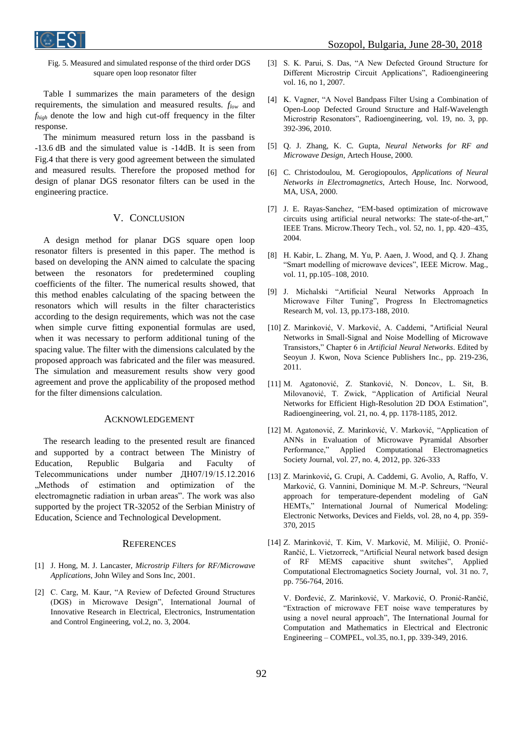Fig. 5. Measured and simulated response of the third order DGS square open loop resonator filter

Table I summarizes the main parameters of the design requirements, the simulation and measured results. $f_{low}$ and $f_{high}$ denote the low and high cut-off frequency in the filter response.

The minimum measured return loss in the passband is -13.6 dB and the simulated value is -14dB. It is seen from Fig.4 that there is very good agreement between the simulated and measured results. Therefore the proposed method for design of planar DGS resonator filters can be used in the engineering practice.

## V. CONCLUSION

A design method for planar DGS square open loop resonator filters is presented in this paper. The method is based on developing the ANN aimed to calculate the spacing between the resonators for predetermined coupling coefficients of the filter. The numerical results showed, that this method enables calculating of the spacing between the resonators which will results in the filter characteristics according to the design requirements, which was not the case when simple curve fitting exponential formulas are used, when it was necessary to perform additional tuning of the spacing value. The filter with the dimensions calculated by the proposed approach was fabricated and the filer was measured. The simulation and measurement results show very good agreement and prove the applicability of the proposed method for the filter dimensions calculation.

## ACKNOWLEDGEMENT

The research leading to the presented result are financed and supported by a contract between The Ministry of Education, Republic Bulgaria and Faculty of Telecommunications under number ДН07/19/15.12.2016 „Methods of estimation and optimization of the electromagnetic radiation in urban areas". The work was also supported by the project TR-32052 of the Serbian Ministry of Education, Science and Technological Development.

## REFERENCES

[1] J. Hong, M. J. Lancaster, *Microstrip Filters for RF/Microwave Applications*, John Wiley and Sons Inc, 2001.

[2] C. Carg, M. Kaur, "A Review of Defected Ground Structures (DGS) in Microwave Design", International Journal of Innovative Research in Electrical, Electronics, Instrumentation and Control Engineering, vol.2, no. 3, 2004.

[3] S. K. Parui, S. Das, "A New Defected Ground Structure for Different Microstrip Circuit Applications", Radioengineering vol. 16, no 1, 2007.

[4] K. Vagner, "A Novel Bandpass Filter Using a Combination of Open-Loop Defected Ground Structure and Half-Wavelength Microstrip Resonators", Radioengineering, vol. 19, no. 3, pp. 392-396, 2010.

[5] Q. J. Zhang, K. C. Gupta, *Neural Networks for RF and Microwave Design*, Artech House, 2000.

[6] C. Christodoulou, M. Gerogiopoulos, *Applications of Neural Networks in Electromagnetics*, Artech House, Inc. Norwood, MA, USA, 2000.

[7] J. E. Rayas-Sanchez, "EM-based optimization of microwave circuits using artificial neural networks: The state-of-the-art," IEEE Trans. Microw.Theory Tech., vol. 52, no. 1, pp. 420–435, 2004.

[8] H. Kabir, L. Zhang, M. Yu, P. Aaen, J. Wood, and Q. J. Zhang "Smart modelling of microwave devices", IEEE Microw. Mag., vol. 11, pp.105–108, 2010.

[9] J. Michalski "Artificial Neural Networks Approach In Microwave Filter Tuning", Progress In Electromagnetics Research M, vol. 13, pp.173-188, 2010.

[10] Z. Marinković, V. Marković, A. Caddemi, "Artificial Neural Networks in Small-Signal and Noise Modelling of Microwave Transistors," Chapter 6 in *Artificial Neural Networks*. Edited by Seoyun J. Kwon, Nova Science Publishers Inc., pp. 219-236, 2011.

[11] M. Agatonović, Z. Stanković, N. Doncov, L. Sit, B. Milovanović, T. Zwick, "Application of Artificial Neural Networks for Efficient High-Resolution 2D DOA Estimation", Radioengineering, vol. 21, no. 4, pp. 1178-1185, 2012.

[12] M. Agatonović, Z. Marinković, V. Marković, "Application of ANNs in Evaluation of Microwave Pyramidal Absorber Performance," Applied Computational Electromagnetics Society Journal, vol. 27, no. 4, 2012, pp. 326-333

[13] Z. Marinković**,** G. Crupi, A. Caddemi, G. Avolio, A, Raffo, V. Marković, G. Vannini, Dominique M. M.-P. Schreurs, "Neural approach for temperature-dependent modeling of GaN HEMTs," International Journal of Numerical Modeling: Electronic Networks, Devices and Fields, vol. 28, no 4, pp. 359-370, 2015

[14] Z. Marinković, T. Kim, V. Marković, M. Milijić, O. Pronić-Rančić, L. Vietzorreck, "Artificial Neural network based design of RF MEMS capacitive shunt switches", Applied Computational Electromagnetics Society Journal, vol. 31 no. 7, pp. 756-764, 2016.

V. Đorđević, Z. Marinković, V. Marković, O. Pronić-Rančić, "Extraction of microwave FET noise wave temperatures by using a novel neural approach", The International Journal for Computation and Mathematics in Electrical and Electronic Engineering – COMPEL, vol.35, no.1, pp. 339-349, 2016.